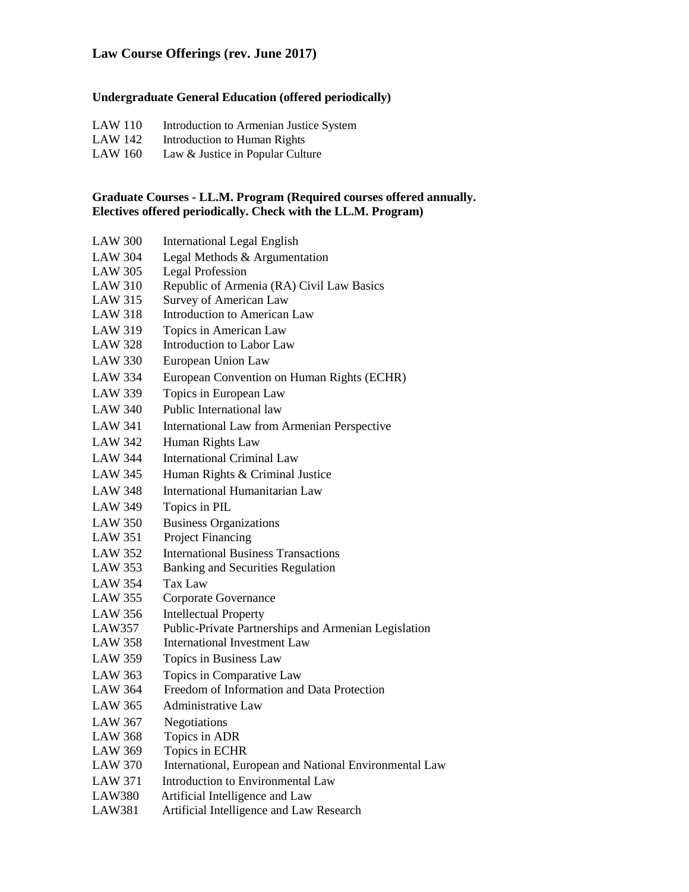# Law Course Offerings (rev. June 2017)

## Undergraduate General Education (offered periodically)

LAW 110 Introduction to Armenian Justice System
LAW 142 Introduction to Human Rights
LAW 160 Law & Justice in Popular Culture

## Graduate Courses - LL.M. Program (Required courses offered annually. Electives offered periodically. Check with the LL.M. Program)

LAW 300 International Legal English
LAW 304 Legal Methods & Argumentation
LAW 305 Legal Profession
LAW 310 Republic of Armenia (RA) Civil Law Basics
LAW 315 Survey of American Law
LAW 318 Introduction to American Law
LAW 319 Topics in American Law
LAW 328 Introduction to Labor Law
LAW 330 European Union Law
LAW 334 European Convention on Human Rights (ECHR)
LAW 339 Topics in European Law
LAW 340 Public International law
LAW 341 International Law from Armenian Perspective
LAW 342 Human Rights Law
LAW 344 International Criminal Law
LAW 345 Human Rights & Criminal Justice
LAW 348 International Humanitarian Law
LAW 349 Topics in PIL
LAW 350 Business Organizations
LAW 351 Project Financing
LAW 352 International Business Transactions
LAW 353 Banking and Securities Regulation
LAW 354 Tax Law
LAW 355 Corporate Governance
LAW 356 Intellectual Property
LAW357 Public-Private Partnerships and Armenian Legislation
LAW 358 International Investment Law
LAW 359 Topics in Business Law
LAW 363 Topics in Comparative Law
LAW 364 Freedom of Information and Data Protection
LAW 365 Administrative Law
LAW 367 Negotiations
LAW 368 Topics in ADR
LAW 369 Topics in ECHR
LAW 370 International, European and National Environmental Law
LAW 371 Introduction to Environmental Law
LAW380 Artificial Intelligence and Law
LAW381 Artificial Intelligence and Law Research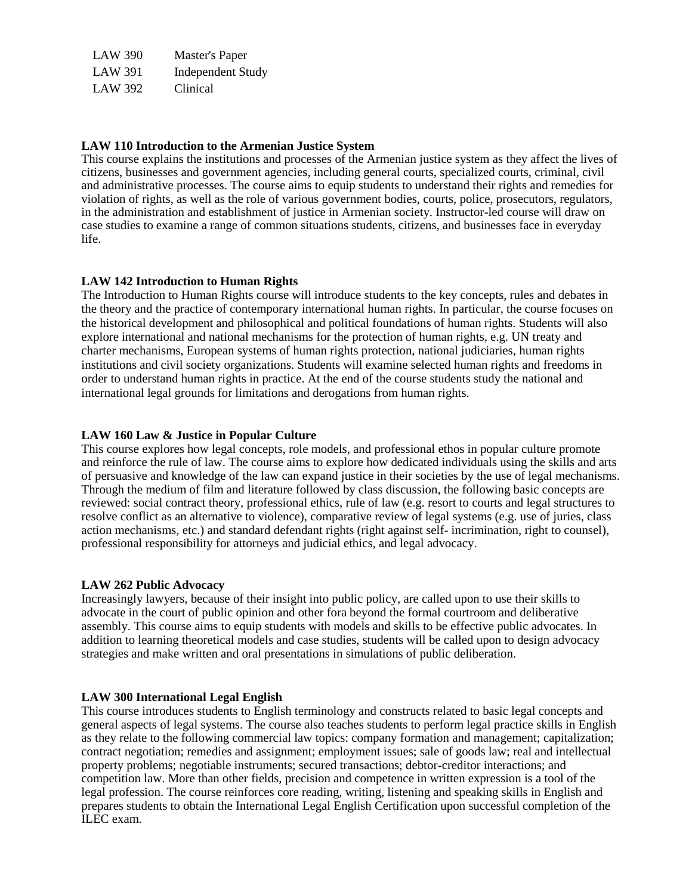| | |
|---|---|
| LAW 390 | Master's Paper |
| LAW 391 | Independent Study |
| LAW 392 | Clinical |

**LAW 110 Introduction to the Armenian Justice System**

This course explains the institutions and processes of the Armenian justice system as they affect the lives of citizens, businesses and government agencies, including general courts, specialized courts, criminal, civil and administrative processes. The course aims to equip students to understand their rights and remedies for violation of rights, as well as the role of various government bodies, courts, police, prosecutors, regulators, in the administration and establishment of justice in Armenian society. Instructor-led course will draw on case studies to examine a range of common situations students, citizens, and businesses face in everyday life.

**LAW 142 Introduction to Human Rights**

The Introduction to Human Rights course will introduce students to the key concepts, rules and debates in the theory and the practice of contemporary international human rights. In particular, the course focuses on the historical development and philosophical and political foundations of human rights. Students will also explore international and national mechanisms for the protection of human rights, e.g. UN treaty and charter mechanisms, European systems of human rights protection, national judiciaries, human rights institutions and civil society organizations. Students will examine selected human rights and freedoms in order to understand human rights in practice. At the end of the course students study the national and international legal grounds for limitations and derogations from human rights.

**LAW 160 Law & Justice in Popular Culture**

This course explores how legal concepts, role models, and professional ethos in popular culture promote and reinforce the rule of law. The course aims to explore how dedicated individuals using the skills and arts of persuasive and knowledge of the law can expand justice in their societies by the use of legal mechanisms. Through the medium of film and literature followed by class discussion, the following basic concepts are reviewed: social contract theory, professional ethics, rule of law (e.g. resort to courts and legal structures to resolve conflict as an alternative to violence), comparative review of legal systems (e.g. use of juries, class action mechanisms, etc.) and standard defendant rights (right against self- incrimination, right to counsel), professional responsibility for attorneys and judicial ethics, and legal advocacy.

**LAW 262 Public Advocacy**

Increasingly lawyers, because of their insight into public policy, are called upon to use their skills to advocate in the court of public opinion and other fora beyond the formal courtroom and deliberative assembly. This course aims to equip students with models and skills to be effective public advocates. In addition to learning theoretical models and case studies, students will be called upon to design advocacy strategies and make written and oral presentations in simulations of public deliberation.

**LAW 300 International Legal English**

This course introduces students to English terminology and constructs related to basic legal concepts and general aspects of legal systems. The course also teaches students to perform legal practice skills in English as they relate to the following commercial law topics: company formation and management; capitalization; contract negotiation; remedies and assignment; employment issues; sale of goods law; real and intellectual property problems; negotiable instruments; secured transactions; debtor-creditor interactions; and competition law. More than other fields, precision and competence in written expression is a tool of the legal profession. The course reinforces core reading, writing, listening and speaking skills in English and prepares students to obtain the International Legal English Certification upon successful completion of the ILEC exam.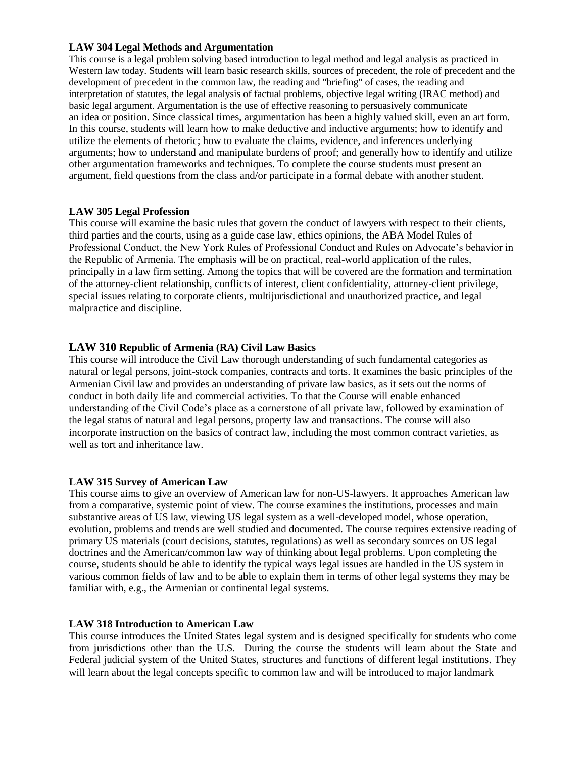**LAW 304 Legal Methods and Argumentation**

This course is a legal problem solving based introduction to legal method and legal analysis as practiced in Western law today. Students will learn basic research skills, sources of precedent, the role of precedent and the development of precedent in the common law, the reading and "briefing" of cases, the reading and interpretation of statutes, the legal analysis of factual problems, objective legal writing (IRAC method) and basic legal argument. Argumentation is the use of effective reasoning to persuasively communicate an idea or position. Since classical times, argumentation has been a highly valued skill, even an art form. In this course, students will learn how to make deductive and inductive arguments; how to identify and utilize the elements of rhetoric; how to evaluate the claims, evidence, and inferences underlying arguments; how to understand and manipulate burdens of proof; and generally how to identify and utilize other argumentation frameworks and techniques. To complete the course students must present an argument, field questions from the class and/or participate in a formal debate with another student.

**LAW 305 Legal Profession**

This course will examine the basic rules that govern the conduct of lawyers with respect to their clients, third parties and the courts, using as a guide case law, ethics opinions, the ABA Model Rules of Professional Conduct, the New York Rules of Professional Conduct and Rules on Advocate's behavior in the Republic of Armenia. The emphasis will be on practical, real-world application of the rules, principally in a law firm setting. Among the topics that will be covered are the formation and termination of the attorney-client relationship, conflicts of interest, client confidentiality, attorney-client privilege, special issues relating to corporate clients, multijurisdictional and unauthorized practice, and legal malpractice and discipline.

**LAW 310 Republic of Armenia (RA) Civil Law Basics**

This course will introduce the Civil Law thorough understanding of such fundamental categories as natural or legal persons, joint-stock companies, contracts and torts. It examines the basic principles of the Armenian Civil law and provides an understanding of private law basics, as it sets out the norms of conduct in both daily life and commercial activities. To that the Course will enable enhanced understanding of the Civil Code's place as a cornerstone of all private law, followed by examination of the legal status of natural and legal persons, property law and transactions. The course will also incorporate instruction on the basics of contract law, including the most common contract varieties, as well as tort and inheritance law.

**LAW 315 Survey of American Law**

This course aims to give an overview of American law for non-US-lawyers. It approaches American law from a comparative, systemic point of view. The course examines the institutions, processes and main substantive areas of US law, viewing US legal system as a well-developed model, whose operation, evolution, problems and trends are well studied and documented. The course requires extensive reading of primary US materials (court decisions, statutes, regulations) as well as secondary sources on US legal doctrines and the American/common law way of thinking about legal problems. Upon completing the course, students should be able to identify the typical ways legal issues are handled in the US system in various common fields of law and to be able to explain them in terms of other legal systems they may be familiar with, e.g., the Armenian or continental legal systems.

**LAW 318 Introduction to American Law**

This course introduces the United States legal system and is designed specifically for students who come from jurisdictions other than the U.S. During the course the students will learn about the State and Federal judicial system of the United States, structures and functions of different legal institutions. They will learn about the legal concepts specific to common law and will be introduced to major landmark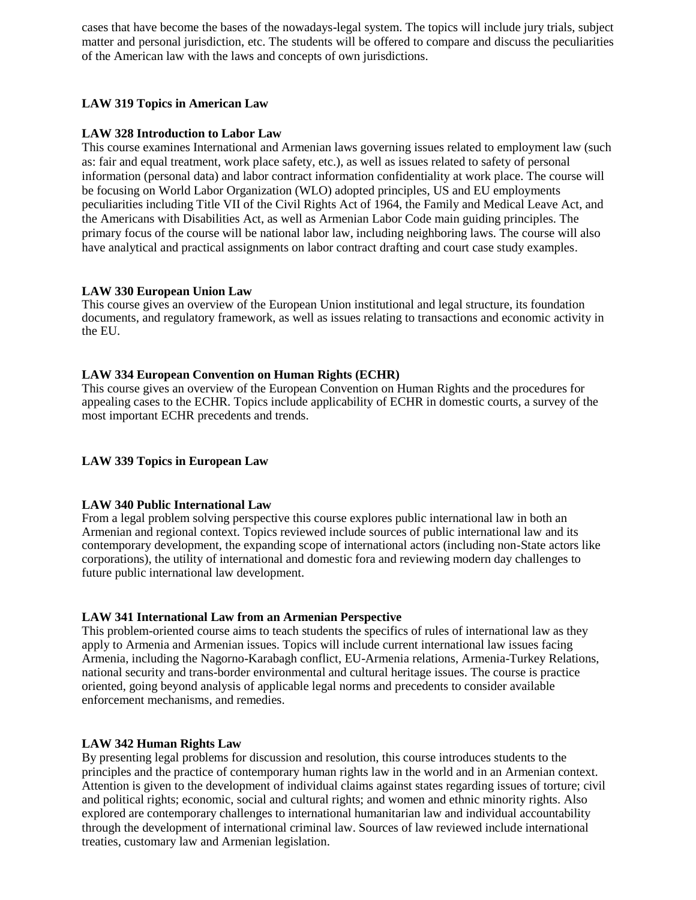cases that have become the bases of the nowadays-legal system. The topics will include jury trials, subject matter and personal jurisdiction, etc. The students will be offered to compare and discuss the peculiarities of the American law with the laws and concepts of own jurisdictions.

**LAW 319 Topics in American Law**

**LAW 328 Introduction to Labor Law**

This course examines International and Armenian laws governing issues related to employment law (such as: fair and equal treatment, work place safety, etc.), as well as issues related to safety of personal information (personal data) and labor contract information confidentiality at work place. The course will be focusing on World Labor Organization (WLO) adopted principles, US and EU employments peculiarities including Title VII of the Civil Rights Act of 1964, the Family and Medical Leave Act, and the Americans with Disabilities Act, as well as Armenian Labor Code main guiding principles. The primary focus of the course will be national labor law, including neighboring laws. The course will also have analytical and practical assignments on labor contract drafting and court case study examples.

**LAW 330 European Union Law**

This course gives an overview of the European Union institutional and legal structure, its foundation documents, and regulatory framework, as well as issues relating to transactions and economic activity in the EU.

**LAW 334 European Convention on Human Rights (ECHR)**

This course gives an overview of the European Convention on Human Rights and the procedures for appealing cases to the ECHR. Topics include applicability of ECHR in domestic courts, a survey of the most important ECHR precedents and trends.

**LAW 339 Topics in European Law**

**LAW 340 Public International Law**

From a legal problem solving perspective this course explores public international law in both an Armenian and regional context. Topics reviewed include sources of public international law and its contemporary development, the expanding scope of international actors (including non-State actors like corporations), the utility of international and domestic fora and reviewing modern day challenges to future public international law development.

**LAW 341 International Law from an Armenian Perspective**

This problem-oriented course aims to teach students the specifics of rules of international law as they apply to Armenia and Armenian issues. Topics will include current international law issues facing Armenia, including the Nagorno-Karabagh conflict, EU-Armenia relations, Armenia-Turkey Relations, national security and trans-border environmental and cultural heritage issues. The course is practice oriented, going beyond analysis of applicable legal norms and precedents to consider available enforcement mechanisms, and remedies.

**LAW 342 Human Rights Law**

By presenting legal problems for discussion and resolution, this course introduces students to the principles and the practice of contemporary human rights law in the world and in an Armenian context. Attention is given to the development of individual claims against states regarding issues of torture; civil and political rights; economic, social and cultural rights; and women and ethnic minority rights. Also explored are contemporary challenges to international humanitarian law and individual accountability through the development of international criminal law. Sources of law reviewed include international treaties, customary law and Armenian legislation.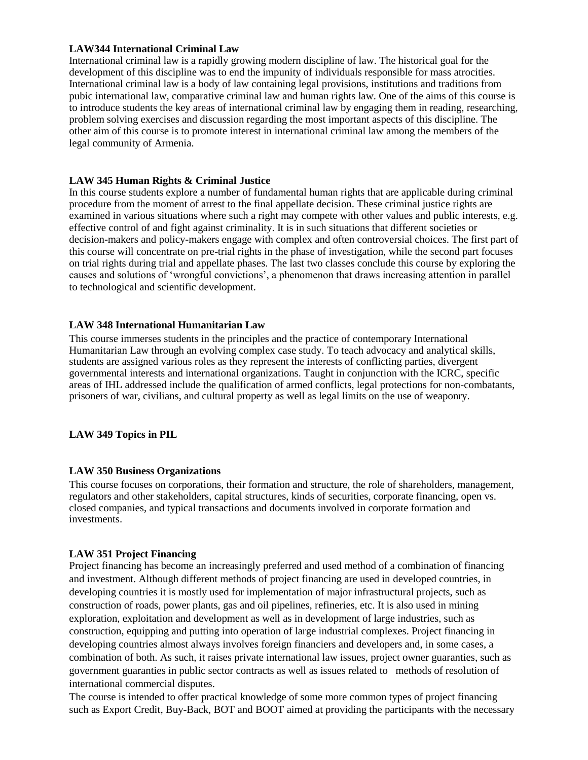**LAW344 International Criminal Law**

International criminal law is a rapidly growing modern discipline of law. The historical goal for the development of this discipline was to end the impunity of individuals responsible for mass atrocities. International criminal law is a body of law containing legal provisions, institutions and traditions from pubic international law, comparative criminal law and human rights law. One of the aims of this course is to introduce students the key areas of international criminal law by engaging them in reading, researching, problem solving exercises and discussion regarding the most important aspects of this discipline. The other aim of this course is to promote interest in international criminal law among the members of the legal community of Armenia.

**LAW 345 Human Rights & Criminal Justice**

In this course students explore a number of fundamental human rights that are applicable during criminal procedure from the moment of arrest to the final appellate decision. These criminal justice rights are examined in various situations where such a right may compete with other values and public interests, e.g. effective control of and fight against criminality. It is in such situations that different societies or decision-makers and policy-makers engage with complex and often controversial choices. The first part of this course will concentrate on pre-trial rights in the phase of investigation, while the second part focuses on trial rights during trial and appellate phases. The last two classes conclude this course by exploring the causes and solutions of 'wrongful convictions', a phenomenon that draws increasing attention in parallel to technological and scientific development.

**LAW 348 International Humanitarian Law**

This course immerses students in the principles and the practice of contemporary International Humanitarian Law through an evolving complex case study. To teach advocacy and analytical skills, students are assigned various roles as they represent the interests of conflicting parties, divergent governmental interests and international organizations. Taught in conjunction with the ICRC, specific areas of IHL addressed include the qualification of armed conflicts, legal protections for non-combatants, prisoners of war, civilians, and cultural property as well as legal limits on the use of weaponry.

**LAW 349 Topics in PIL**

**LAW 350 Business Organizations**

This course focuses on corporations, their formation and structure, the role of shareholders, management, regulators and other stakeholders, capital structures, kinds of securities, corporate financing, open vs. closed companies, and typical transactions and documents involved in corporate formation and investments.

**LAW 351 Project Financing**

Project financing has become an increasingly preferred and used method of a combination of financing and investment. Although different methods of project financing are used in developed countries, in developing countries it is mostly used for implementation of major infrastructural projects, such as construction of roads, power plants, gas and oil pipelines, refineries, etc. It is also used in mining exploration, exploitation and development as well as in development of large industries, such as construction, equipping and putting into operation of large industrial complexes. Project financing in developing countries almost always involves foreign financiers and developers and, in some cases, a combination of both. As such, it raises private international law issues, project owner guaranties, such as government guaranties in public sector contracts as well as issues related to methods of resolution of international commercial disputes.

The course is intended to offer practical knowledge of some more common types of project financing such as Export Credit, Buy-Back, BOT and BOOT aimed at providing the participants with the necessary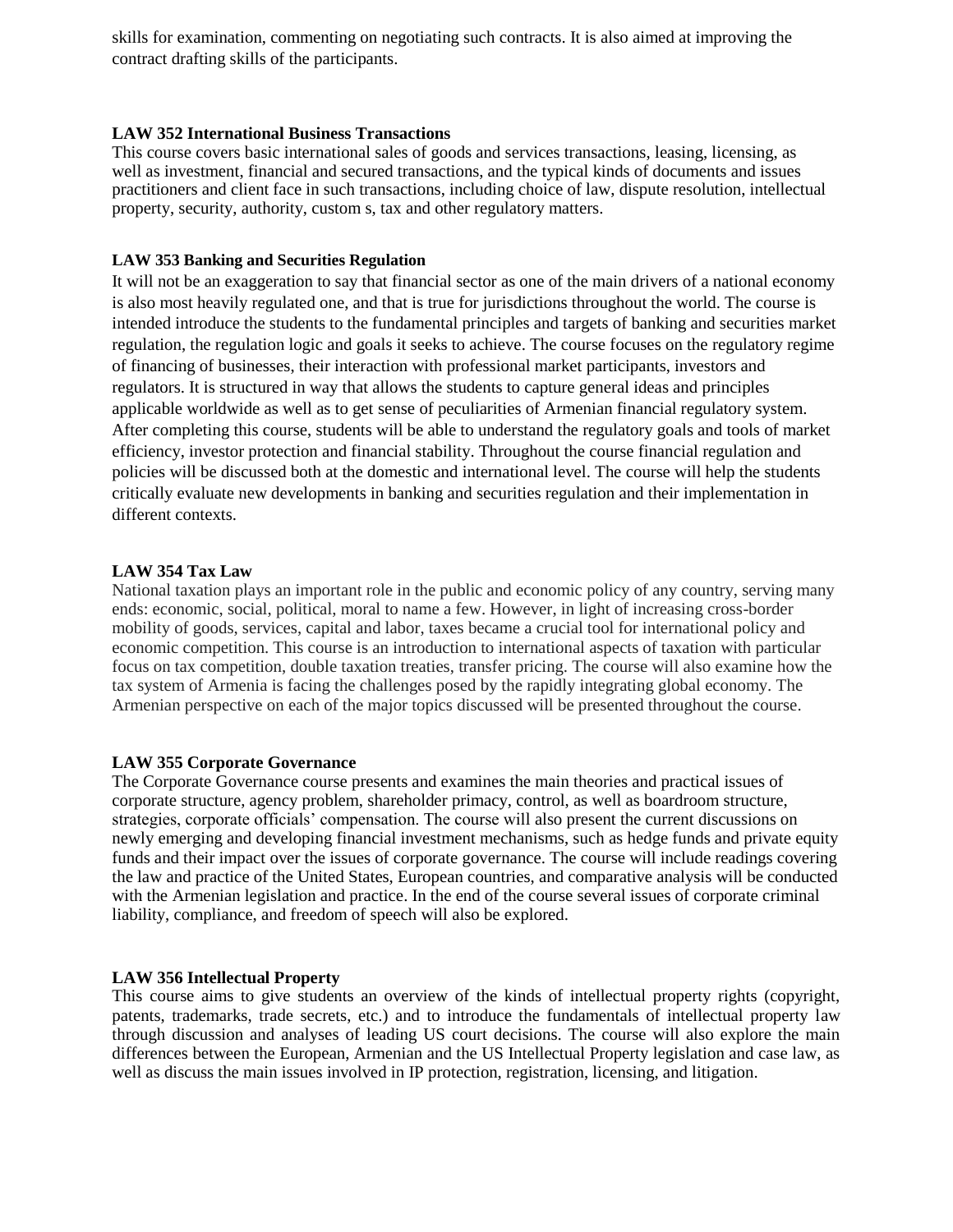skills for examination, commenting on negotiating such contracts. It is also aimed at improving the contract drafting skills of the participants.

**LAW 352 International Business Transactions**

This course covers basic international sales of goods and services transactions, leasing, licensing, as well as investment, financial and secured transactions, and the typical kinds of documents and issues practitioners and client face in such transactions, including choice of law, dispute resolution, intellectual property, security, authority, custom s, tax and other regulatory matters.

**LAW 353 Banking and Securities Regulation**

It will not be an exaggeration to say that financial sector as one of the main drivers of a national economy is also most heavily regulated one, and that is true for jurisdictions throughout the world. The course is intended introduce the students to the fundamental principles and targets of banking and securities market regulation, the regulation logic and goals it seeks to achieve. The course focuses on the regulatory regime of financing of businesses, their interaction with professional market participants, investors and regulators. It is structured in way that allows the students to capture general ideas and principles applicable worldwide as well as to get sense of peculiarities of Armenian financial regulatory system. After completing this course, students will be able to understand the regulatory goals and tools of market efficiency, investor protection and financial stability. Throughout the course financial regulation and policies will be discussed both at the domestic and international level. The course will help the students critically evaluate new developments in banking and securities regulation and their implementation in different contexts.

**LAW 354 Tax Law**

National taxation plays an important role in the public and economic policy of any country, serving many ends: economic, social, political, moral to name a few. However, in light of increasing cross-border mobility of goods, services, capital and labor, taxes became a crucial tool for international policy and economic competition. This course is an introduction to international aspects of taxation with particular focus on tax competition, double taxation treaties, transfer pricing. The course will also examine how the tax system of Armenia is facing the challenges posed by the rapidly integrating global economy. The Armenian perspective on each of the major topics discussed will be presented throughout the course.

**LAW 355 Corporate Governance**

The Corporate Governance course presents and examines the main theories and practical issues of corporate structure, agency problem, shareholder primacy, control, as well as boardroom structure, strategies, corporate officials' compensation. The course will also present the current discussions on newly emerging and developing financial investment mechanisms, such as hedge funds and private equity funds and their impact over the issues of corporate governance. The course will include readings covering the law and practice of the United States, European countries, and comparative analysis will be conducted with the Armenian legislation and practice. In the end of the course several issues of corporate criminal liability, compliance, and freedom of speech will also be explored.

**LAW 356 Intellectual Property**

This course aims to give students an overview of the kinds of intellectual property rights (copyright, patents, trademarks, trade secrets, etc.) and to introduce the fundamentals of intellectual property law through discussion and analyses of leading US court decisions. The course will also explore the main differences between the European, Armenian and the US Intellectual Property legislation and case law, as well as discuss the main issues involved in IP protection, registration, licensing, and litigation.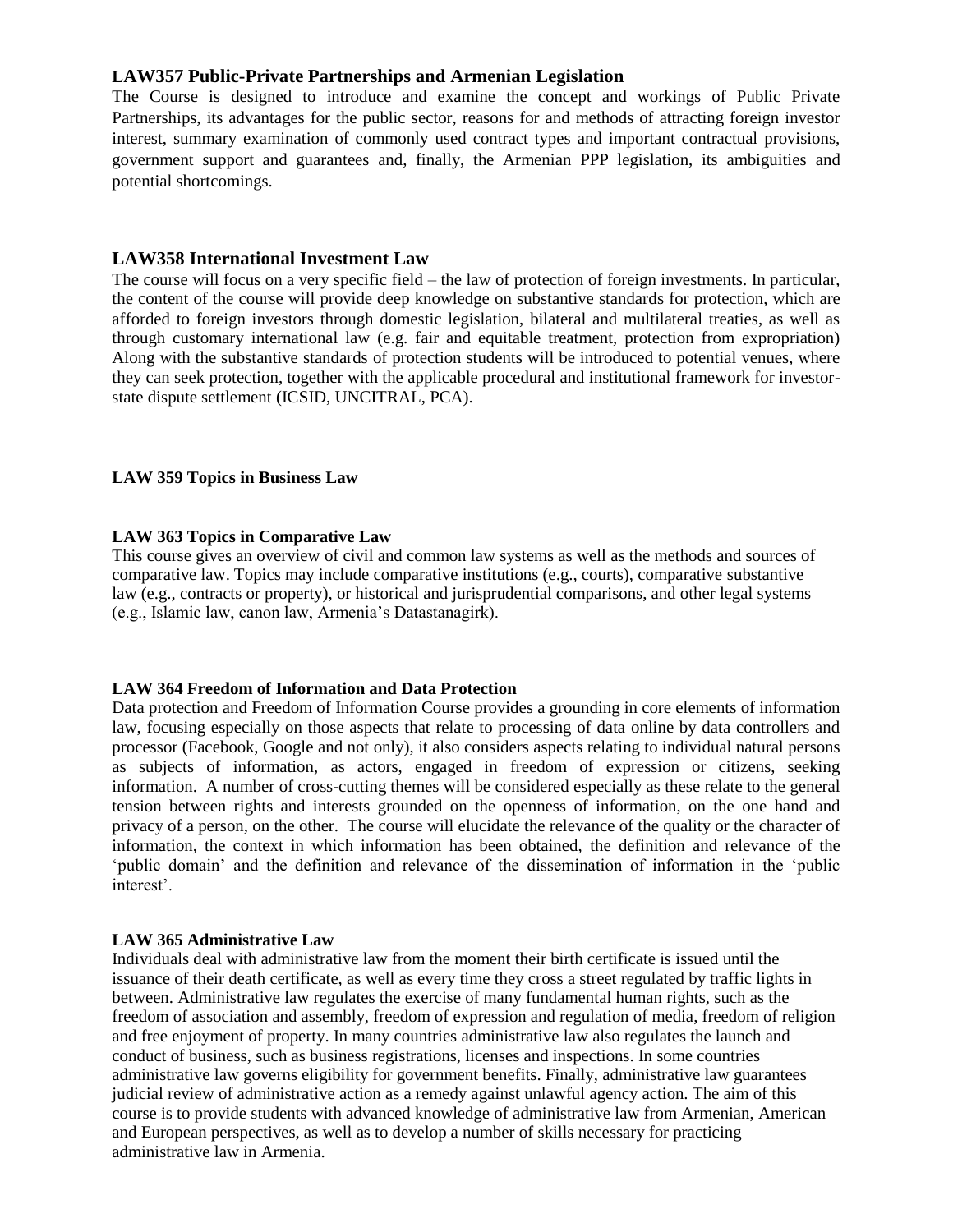### LAW357 Public-Private Partnerships and Armenian Legislation

The Course is designed to introduce and examine the concept and workings of Public Private Partnerships, its advantages for the public sector, reasons for and methods of attracting foreign investor interest, summary examination of commonly used contract types and important contractual provisions, government support and guarantees and, finally, the Armenian PPP legislation, its ambiguities and potential shortcomings.

### LAW358 International Investment Law

The course will focus on a very specific field – the law of protection of foreign investments. In particular, the content of the course will provide deep knowledge on substantive standards for protection, which are afforded to foreign investors through domestic legislation, bilateral and multilateral treaties, as well as through customary international law (e.g. fair and equitable treatment, protection from expropriation) Along with the substantive standards of protection students will be introduced to potential venues, where they can seek protection, together with the applicable procedural and institutional framework for investor-state dispute settlement (ICSID, UNCITRAL, PCA).

**LAW 359 Topics in Business Law**

**LAW 363 Topics in Comparative Law**

This course gives an overview of civil and common law systems as well as the methods and sources of comparative law. Topics may include comparative institutions (e.g., courts), comparative substantive law (e.g., contracts or property), or historical and jurisprudential comparisons, and other legal systems (e.g., Islamic law, canon law, Armenia's Datastanagirk).

**LAW 364 Freedom of Information and Data Protection**

Data protection and Freedom of Information Course provides a grounding in core elements of information law, focusing especially on those aspects that relate to processing of data online by data controllers and processor (Facebook, Google and not only), it also considers aspects relating to individual natural persons as subjects of information, as actors, engaged in freedom of expression or citizens, seeking information. A number of cross-cutting themes will be considered especially as these relate to the general tension between rights and interests grounded on the openness of information, on the one hand and privacy of a person, on the other. The course will elucidate the relevance of the quality or the character of information, the context in which information has been obtained, the definition and relevance of the 'public domain' and the definition and relevance of the dissemination of information in the 'public interest'.

**LAW 365 Administrative Law**

Individuals deal with administrative law from the moment their birth certificate is issued until the issuance of their death certificate, as well as every time they cross a street regulated by traffic lights in between. Administrative law regulates the exercise of many fundamental human rights, such as the freedom of association and assembly, freedom of expression and regulation of media, freedom of religion and free enjoyment of property. In many countries administrative law also regulates the launch and conduct of business, such as business registrations, licenses and inspections. In some countries administrative law governs eligibility for government benefits. Finally, administrative law guarantees judicial review of administrative action as a remedy against unlawful agency action. The aim of this course is to provide students with advanced knowledge of administrative law from Armenian, American and European perspectives, as well as to develop a number of skills necessary for practicing administrative law in Armenia.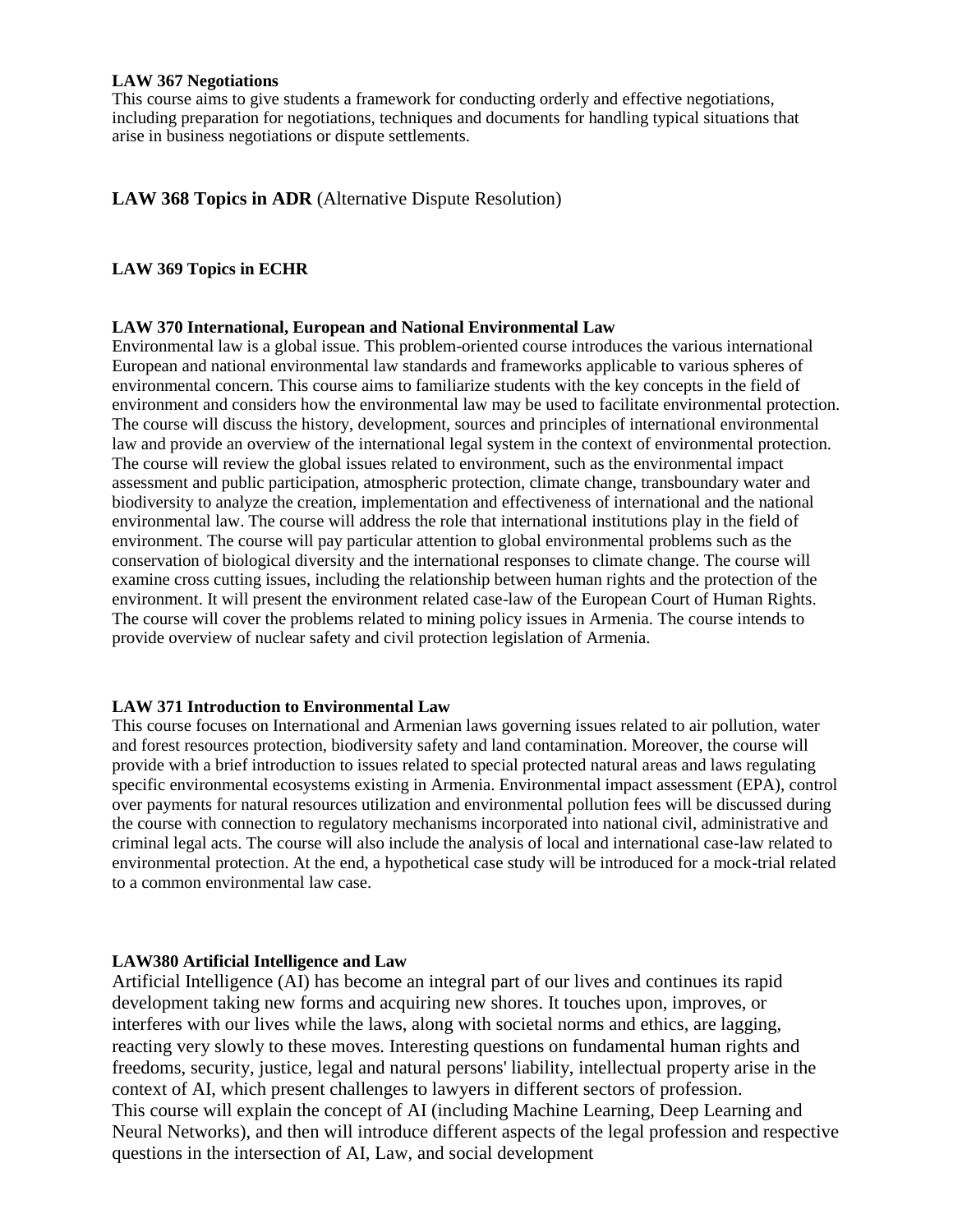### LAW 367 Negotiations

This course aims to give students a framework for conducting orderly and effective negotiations, including preparation for negotiations, techniques and documents for handling typical situations that arise in business negotiations or dispute settlements.

### LAW 368 Topics in ADR (Alternative Dispute Resolution)

### LAW 369 Topics in ECHR

### LAW 370 International, European and National Environmental Law

Environmental law is a global issue. This problem-oriented course introduces the various international European and national environmental law standards and frameworks applicable to various spheres of environmental concern. This course aims to familiarize students with the key concepts in the field of environment and considers how the environmental law may be used to facilitate environmental protection. The course will discuss the history, development, sources and principles of international environmental law and provide an overview of the international legal system in the context of environmental protection. The course will review the global issues related to environment, such as the environmental impact assessment and public participation, atmospheric protection, climate change, transboundary water and biodiversity to analyze the creation, implementation and effectiveness of international and the national environmental law. The course will address the role that international institutions play in the field of environment. The course will pay particular attention to global environmental problems such as the conservation of biological diversity and the international responses to climate change. The course will examine cross cutting issues, including the relationship between human rights and the protection of the environment. It will present the environment related case-law of the European Court of Human Rights. The course will cover the problems related to mining policy issues in Armenia. The course intends to provide overview of nuclear safety and civil protection legislation of Armenia.

### LAW 371 Introduction to Environmental Law

This course focuses on International and Armenian laws governing issues related to air pollution, water and forest resources protection, biodiversity safety and land contamination. Moreover, the course will provide with a brief introduction to issues related to special protected natural areas and laws regulating specific environmental ecosystems existing in Armenia. Environmental impact assessment (EPA), control over payments for natural resources utilization and environmental pollution fees will be discussed during the course with connection to regulatory mechanisms incorporated into national civil, administrative and criminal legal acts. The course will also include the analysis of local and international case-law related to environmental protection. At the end, a hypothetical case study will be introduced for a mock-trial related to a common environmental law case.

### LAW380 Artificial Intelligence and Law

Artificial Intelligence (AI) has become an integral part of our lives and continues its rapid development taking new forms and acquiring new shores. It touches upon, improves, or interferes with our lives while the laws, along with societal norms and ethics, are lagging, reacting very slowly to these moves. Interesting questions on fundamental human rights and freedoms, security, justice, legal and natural persons' liability, intellectual property arise in the context of AI, which present challenges to lawyers in different sectors of profession.
This course will explain the concept of AI (including Machine Learning, Deep Learning and Neural Networks), and then will introduce different aspects of the legal profession and respective questions in the intersection of AI, Law, and social development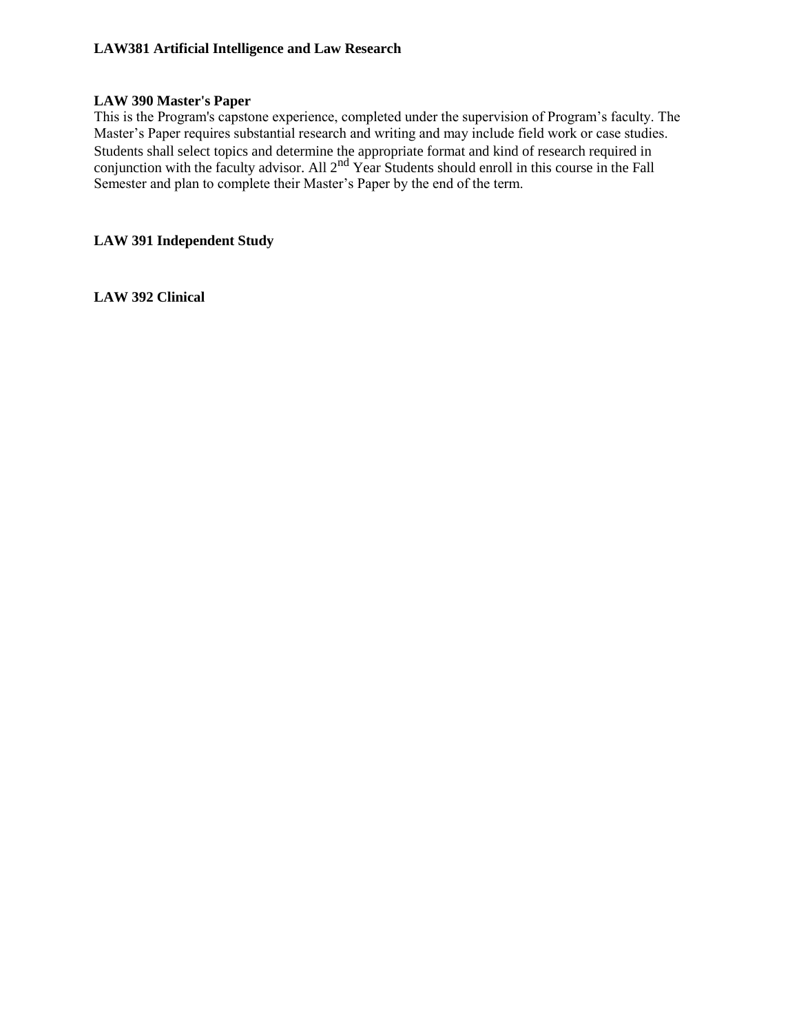**LAW381 Artificial Intelligence and Law Research**

**LAW 390 Master's Paper**

This is the Program's capstone experience, completed under the supervision of Program's faculty. The Master's Paper requires substantial research and writing and may include field work or case studies. Students shall select topics and determine the appropriate format and kind of research required in conjunction with the faculty advisor. All 2nd Year Students should enroll in this course in the Fall Semester and plan to complete their Master's Paper by the end of the term.

**LAW 391 Independent Study**

**LAW 392 Clinical**